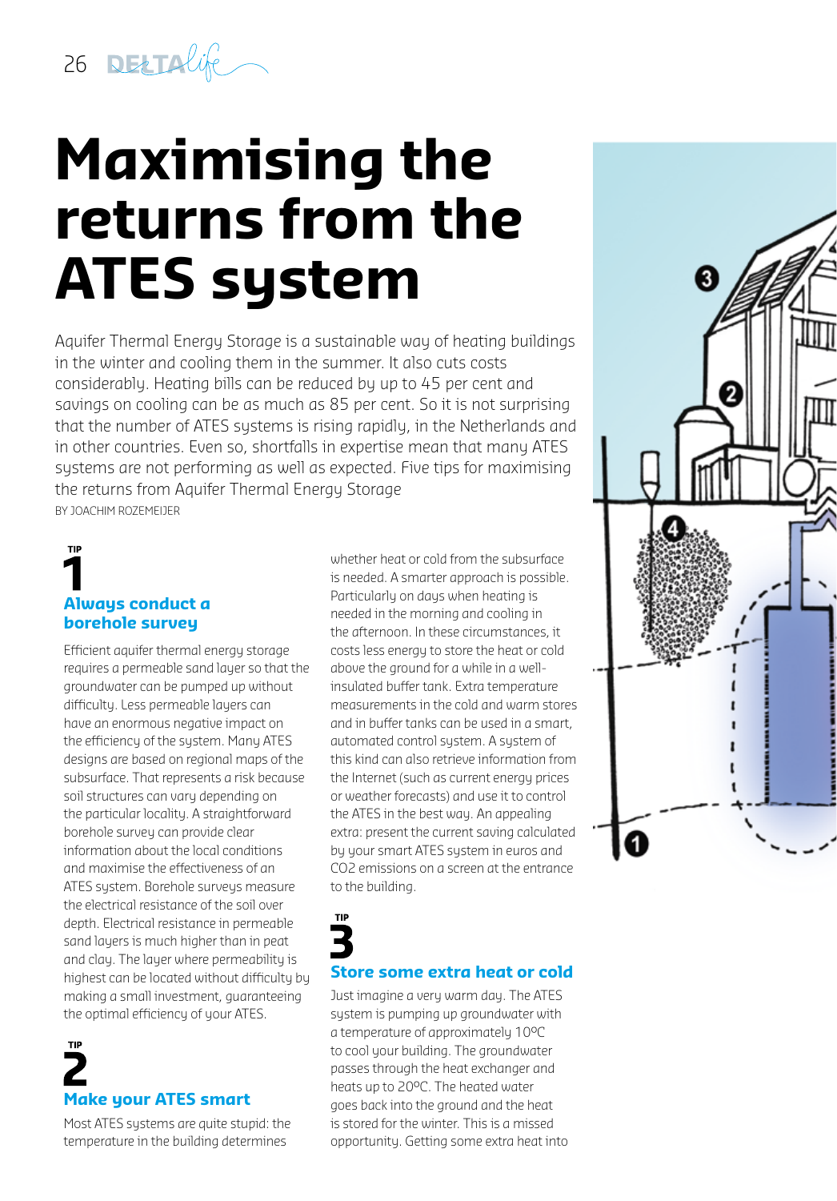# Maximising the returns from the ATES system

Aquifer Thermal Energy Storage is a sustainable way of heating buildings in the winter and cooling them in the summer. It also cuts costs considerably. Heating bills can be reduced by up to 45 per cent and savings on cooling can be as much as 85 per cent. So it is not surprising that the number of ATES systems is rising rapidly, in the Netherlands and in other countries. Even so, shortfalls in expertise mean that many ATES systems are not performing as well as expected. Five tips for maximising the returns from Aquifer Thermal Energy Storage

BY JOACHIM ROZEMEIJER

## TIP 1
### Always conduct a borehole survey

Efficient aquifer thermal energy storage requires a permeable sand layer so that the groundwater can be pumped up without difficulty. Less permeable layers can have an enormous negative impact on the efficiency of the system. Many ATES designs are based on regional maps of the subsurface. That represents a risk because soil structures can vary depending on the particular locality. A straightforward borehole survey can provide clear information about the local conditions and maximise the effectiveness of an ATES system. Borehole surveys measure the electrical resistance of the soil over depth. Electrical resistance in permeable sand layers is much higher than in peat and clay. The layer where permeability is highest can be located without difficulty by making a small investment, guaranteeing the optimal efficiency of your ATES.

## TIP 2
### Make your ATES smart

Most ATES systems are quite stupid: the temperature in the building determines whether heat or cold from the subsurface is needed. A smarter approach is possible. Particularly on days when heating is needed in the morning and cooling in the afternoon. In these circumstances, it costs less energy to store the heat or cold above the ground for a while in a well-insulated buffer tank. Extra temperature measurements in the cold and warm stores and in buffer tanks can be used in a smart, automated control system. A system of this kind can also retrieve information from the Internet (such as current energy prices or weather forecasts) and use it to control the ATES in the best way. An appealing extra: present the current saving calculated by your smart ATES system in euros and $CO_2$ emissions on a screen at the entrance to the building.

## TIP 3
### Store some extra heat or cold

Just imagine a very warm day. The ATES system is pumping up groundwater with a temperature of approximately 10ºC to cool your building. The groundwater passes through the heat exchanger and heats up to 20ºC. The heated water goes back into the ground and the heat is stored for the winter. This is a missed opportunity. Getting some extra heat into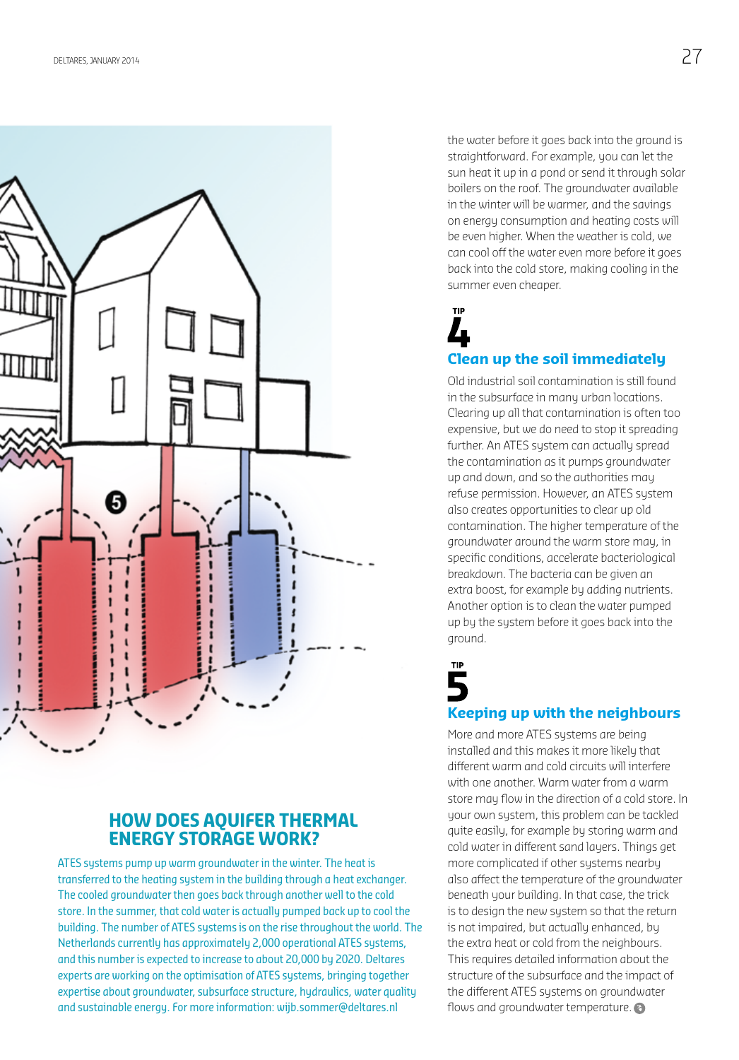the water before it goes back into the ground is straightforward. For example, you can let the sun heat it up in a pond or send it through solar boilers on the roof. The groundwater available in the winter will be warmer, and the savings on energy consumption and heating costs will be even higher. When the weather is cold, we can cool off the water even more before it goes back into the cold store, making cooling in the summer even cheaper.

TIP

## 4 Clean up the soil immediately

Old industrial soil contamination is still found in the subsurface in many urban locations. Clearing up all that contamination is often too expensive, but we do need to stop it spreading further. An ATES system can actually spread the contamination as it pumps groundwater up and down, and so the authorities may refuse permission. However, an ATES system also creates opportunities to clear up old contamination. The higher temperature of the groundwater around the warm store may, in specific conditions, accelerate bacteriological breakdown. The bacteria can be given an extra boost, for example by adding nutrients. Another option is to clean the water pumped up by the system before it goes back into the ground.

TIP

## 5 Keeping up with the neighbours

More and more ATES systems are being installed and this makes it more likely that different warm and cold circuits will interfere with one another. Warm water from a warm store may flow in the direction of a cold store. In your own system, this problem can be tackled quite easily, for example by storing warm and cold water in different sand layers. Things get more complicated if other systems nearby also affect the temperature of the groundwater beneath your building. In that case, the trick is to design the new system so that the return is not impaired, but actually enhanced, by the extra heat or cold from the neighbours. This requires detailed information about the structure of the subsurface and the impact of the different ATES systems on groundwater flows and groundwater temperature.

5

## HOW DOES AQUIFER THERMAL ENERGY STORAGE WORK?

ATES systems pump up warm groundwater in the winter. The heat is transferred to the heating system in the building through a heat exchanger. The cooled groundwater then goes back through another well to the cold store. In the summer, that cold water is actually pumped back up to cool the building. The number of ATES systems is on the rise throughout the world. The Netherlands currently has approximately 2,000 operational ATES systems, and this number is expected to increase to about 20,000 by 2020. Deltares experts are working on the optimisation of ATES systems, bringing together expertise about groundwater, subsurface structure, hydraulics, water quality and sustainable energy. For more information: wijb.sommer@deltares.nl